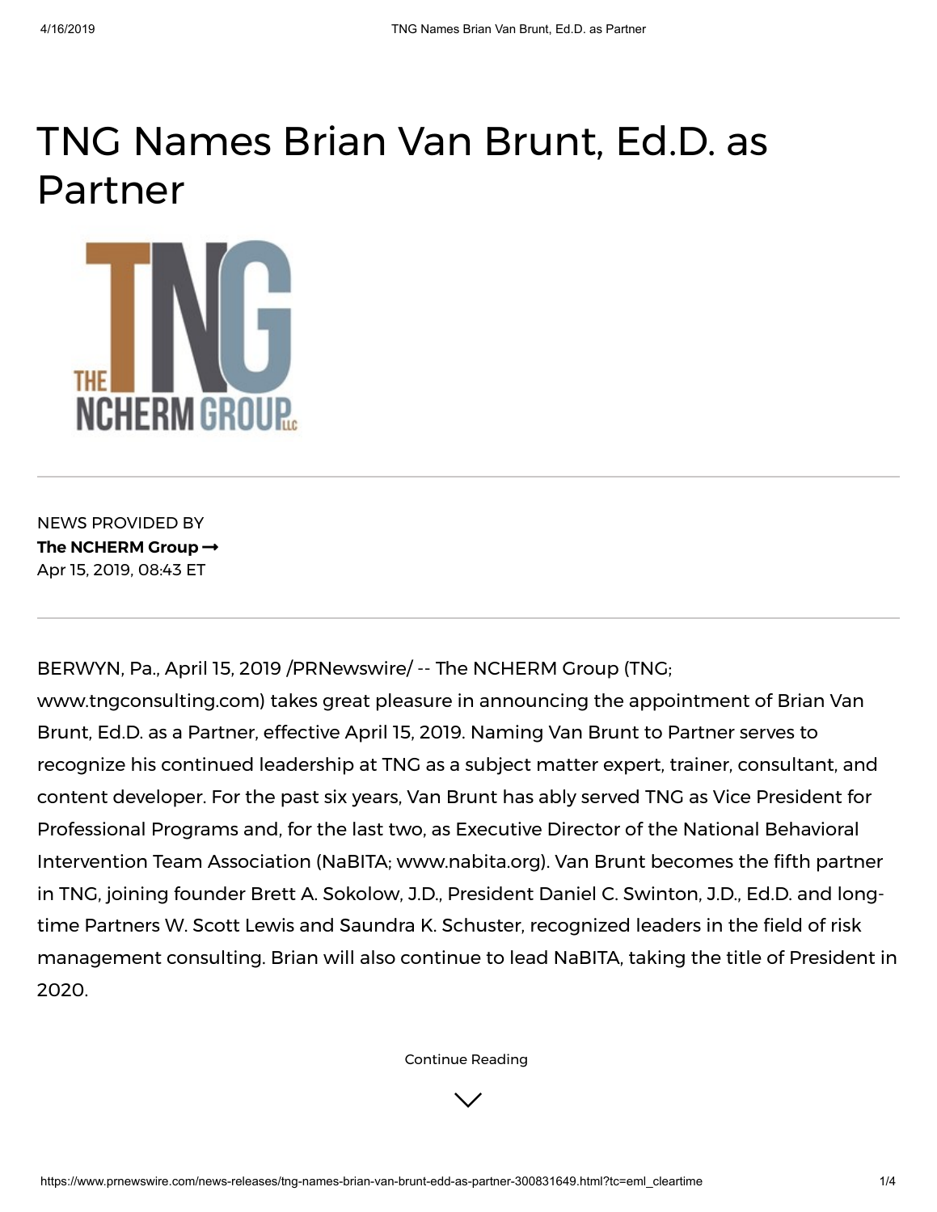# TNG Names Brian Van Brunt, Ed.D. as Partner

NEWS PROVIDED BY

**The NCHERM Group →**

Apr 15, 2019, 08:43 ET

BERWYN, Pa., April 15, 2019 /PRNewswire/ -- The NCHERM Group (TNG; www.tngconsulting.com) takes great pleasure in announcing the appointment of Brian Van Brunt, Ed.D. as a Partner, effective April 15, 2019. Naming Van Brunt to Partner serves to recognize his continued leadership at TNG as a subject matter expert, trainer, consultant, and content developer. For the past six years, Van Brunt has ably served TNG as Vice President for Professional Programs and, for the last two, as Executive Director of the National Behavioral Intervention Team Association (NaBITA; www.nabita.org). Van Brunt becomes the fifth partner in TNG, joining founder Brett A. Sokolow, J.D., President Daniel C. Swinton, J.D., Ed.D. and long-time Partners W. Scott Lewis and Saundra K. Schuster, recognized leaders in the field of risk management consulting. Brian will also continue to lead NaBITA, taking the title of President in 2020.

Continue Reading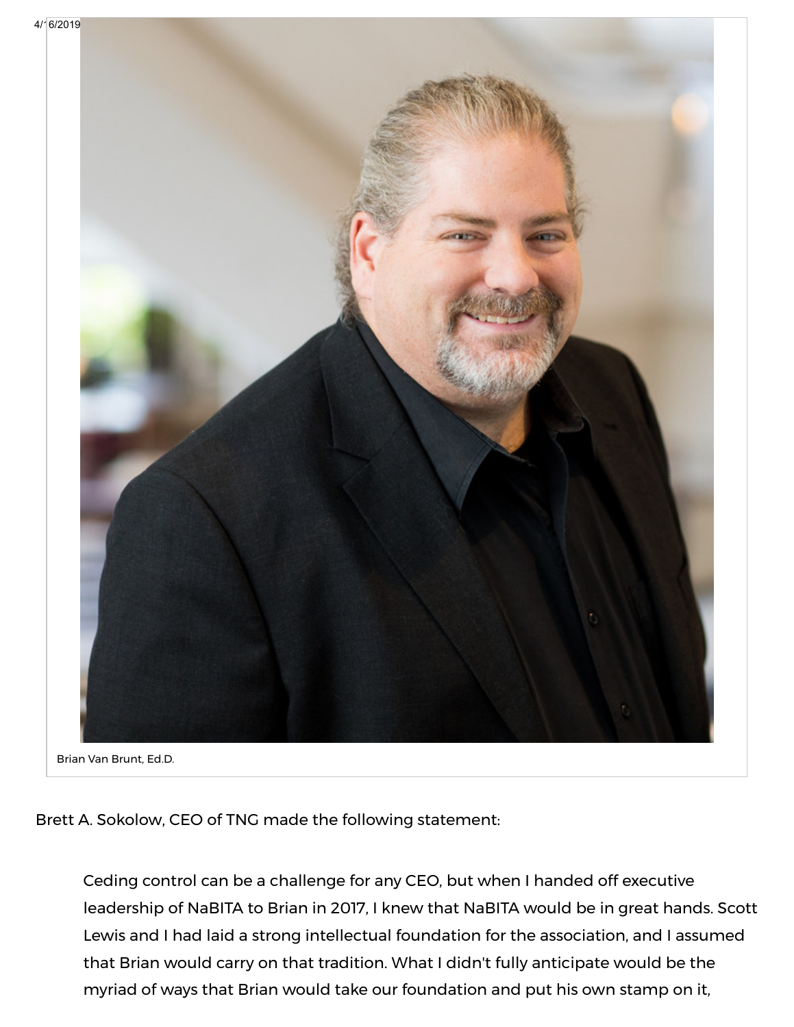Brian Van Brunt, Ed.D.

Brett A. Sokolow, CEO of TNG made the following statement:

> Ceding control can be a challenge for any CEO, but when I handed off executive leadership of NaBITA to Brian in 2017, I knew that NaBITA would be in great hands. Scott Lewis and I had laid a strong intellectual foundation for the association, and I assumed that Brian would carry on that tradition. What I didn't fully anticipate would be the myriad of ways that Brian would take our foundation and put his own stamp on it,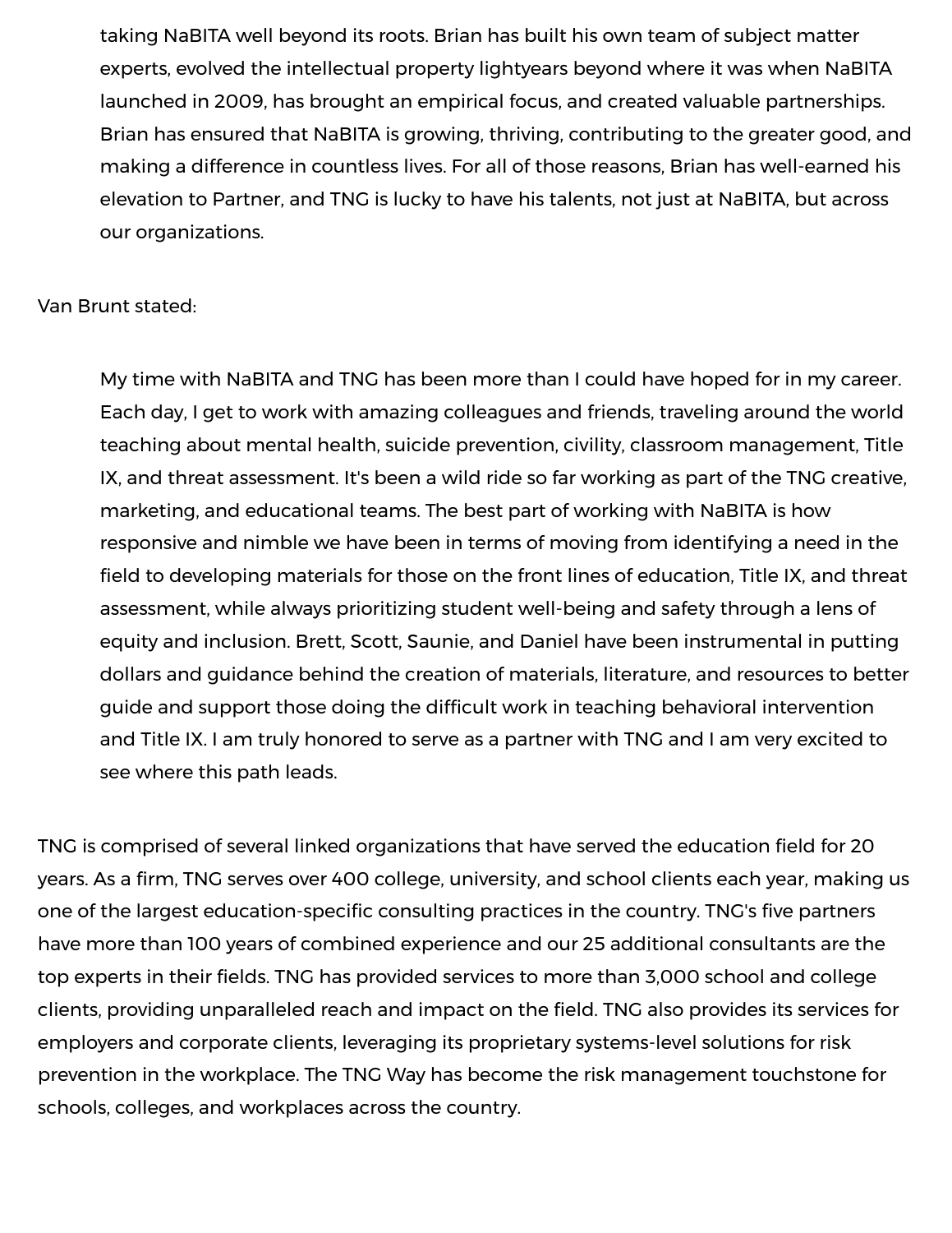> taking NaBITA well beyond its roots. Brian has built his own team of subject matter experts, evolved the intellectual property lightyears beyond where it was when NaBITA launched in 2009, has brought an empirical focus, and created valuable partnerships. Brian has ensured that NaBITA is growing, thriving, contributing to the greater good, and making a difference in countless lives. For all of those reasons, Brian has well-earned his elevation to Partner, and TNG is lucky to have his talents, not just at NaBITA, but across our organizations.

Van Brunt stated:

> My time with NaBITA and TNG has been more than I could have hoped for in my career. Each day, I get to work with amazing colleagues and friends, traveling around the world teaching about mental health, suicide prevention, civility, classroom management, Title IX, and threat assessment. It's been a wild ride so far working as part of the TNG creative, marketing, and educational teams. The best part of working with NaBITA is how responsive and nimble we have been in terms of moving from identifying a need in the field to developing materials for those on the front lines of education, Title IX, and threat assessment, while always prioritizing student well-being and safety through a lens of equity and inclusion. Brett, Scott, Saunie, and Daniel have been instrumental in putting dollars and guidance behind the creation of materials, literature, and resources to better guide and support those doing the difficult work in teaching behavioral intervention and Title IX. I am truly honored to serve as a partner with TNG and I am very excited to see where this path leads.

TNG is comprised of several linked organizations that have served the education field for 20 years. As a firm, TNG serves over 400 college, university, and school clients each year, making us one of the largest education-specific consulting practices in the country. TNG's five partners have more than 100 years of combined experience and our 25 additional consultants are the top experts in their fields. TNG has provided services to more than 3,000 school and college clients, providing unparalleled reach and impact on the field. TNG also provides its services for employers and corporate clients, leveraging its proprietary systems-level solutions for risk prevention in the workplace. The TNG Way has become the risk management touchstone for schools, colleges, and workplaces across the country.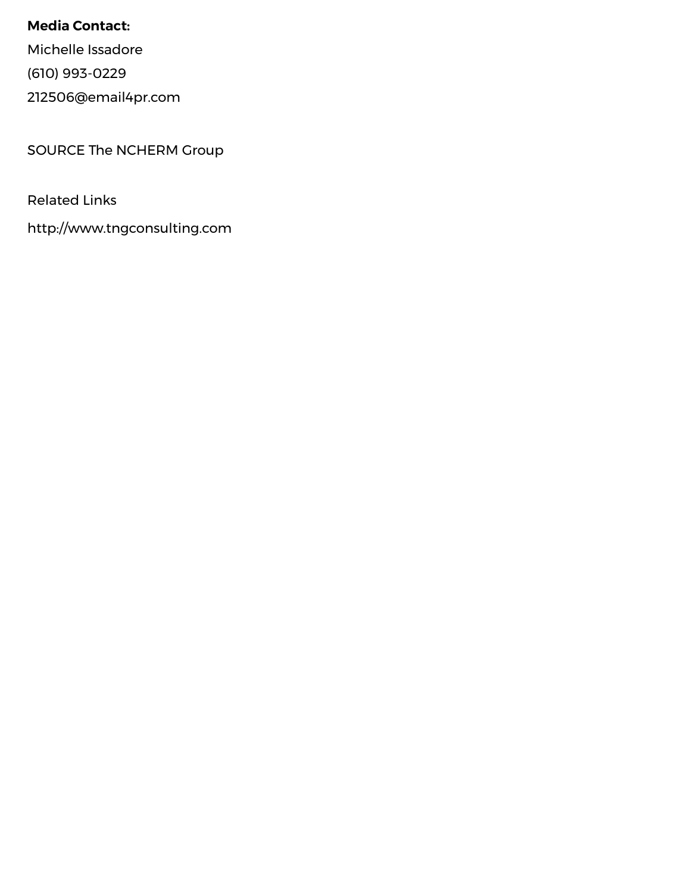**Media Contact:**
Michelle Issadore
(610) 993-0229
212506@email4pr.com

SOURCE The NCHERM Group

Related Links

http://www.tngconsulting.com